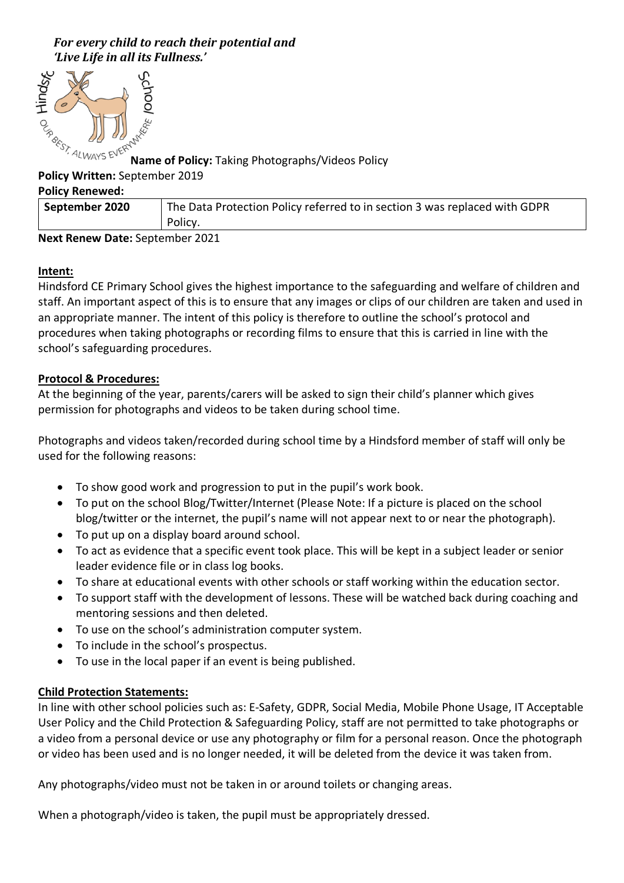***For every child to reach their potential and 'Live Life in all its Fullness.'***

**Name of Policy:** Taking Photographs/Videos Policy

**Policy Written:** September 2019

**Policy Renewed:**

| **September 2020** | The Data Protection Policy referred to in section 3 was replaced with GDPR Policy. |
|---|---|

**Next Renew Date:** September 2021

## Intent:

Hindsford CE Primary School gives the highest importance to the safeguarding and welfare of children and staff. An important aspect of this is to ensure that any images or clips of our children are taken and used in an appropriate manner. The intent of this policy is therefore to outline the school's protocol and procedures when taking photographs or recording films to ensure that this is carried in line with the school's safeguarding procedures.

## Protocol & Procedures:

At the beginning of the year, parents/carers will be asked to sign their child's planner which gives permission for photographs and videos to be taken during school time.

Photographs and videos taken/recorded during school time by a Hindsford member of staff will only be used for the following reasons:

- To show good work and progression to put in the pupil's work book.
- To put on the school Blog/Twitter/Internet (Please Note: If a picture is placed on the school blog/twitter or the internet, the pupil's name will not appear next to or near the photograph).
- To put up on a display board around school.
- To act as evidence that a specific event took place. This will be kept in a subject leader or senior leader evidence file or in class log books.
- To share at educational events with other schools or staff working within the education sector.
- To support staff with the development of lessons. These will be watched back during coaching and mentoring sessions and then deleted.
- To use on the school's administration computer system.
- To include in the school's prospectus.
- To use in the local paper if an event is being published.

## Child Protection Statements:

In line with other school policies such as: E-Safety, GDPR, Social Media, Mobile Phone Usage, IT Acceptable User Policy and the Child Protection & Safeguarding Policy, staff are not permitted to take photographs or a video from a personal device or use any photography or film for a personal reason. Once the photograph or video has been used and is no longer needed, it will be deleted from the device it was taken from.

Any photographs/video must not be taken in or around toilets or changing areas.

When a photograph/video is taken, the pupil must be appropriately dressed.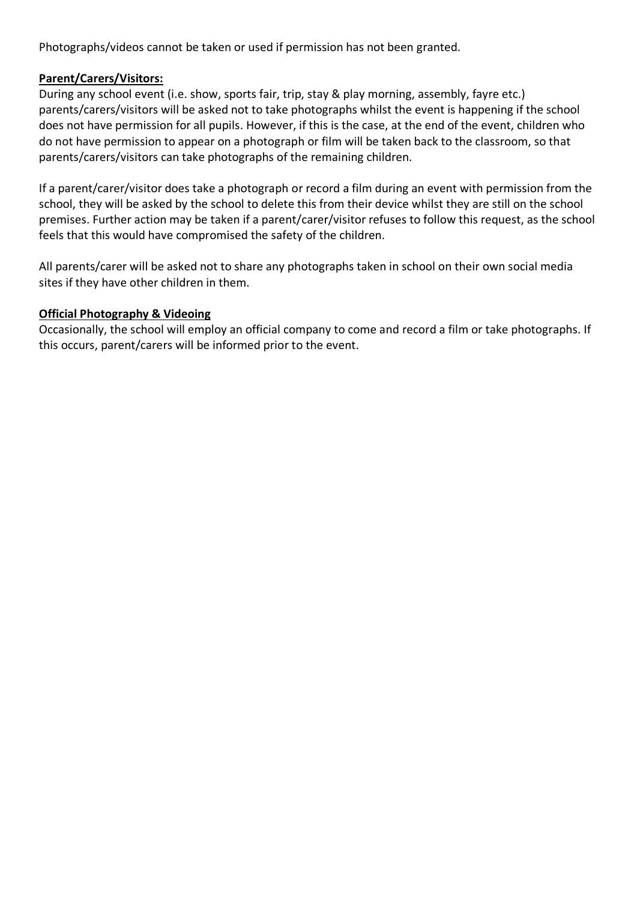Photographs/videos cannot be taken or used if permission has not been granted.

**Parent/Carers/Visitors:**

During any school event (i.e. show, sports fair, trip, stay & play morning, assembly, fayre etc.) parents/carers/visitors will be asked not to take photographs whilst the event is happening if the school does not have permission for all pupils. However, if this is the case, at the end of the event, children who do not have permission to appear on a photograph or film will be taken back to the classroom, so that parents/carers/visitors can take photographs of the remaining children.

If a parent/carer/visitor does take a photograph or record a film during an event with permission from the school, they will be asked by the school to delete this from their device whilst they are still on the school premises. Further action may be taken if a parent/carer/visitor refuses to follow this request, as the school feels that this would have compromised the safety of the children.

All parents/carer will be asked not to share any photographs taken in school on their own social media sites if they have other children in them.

**Official Photography & Videoing**

Occasionally, the school will employ an official company to come and record a film or take photographs. If this occurs, parent/carers will be informed prior to the event.